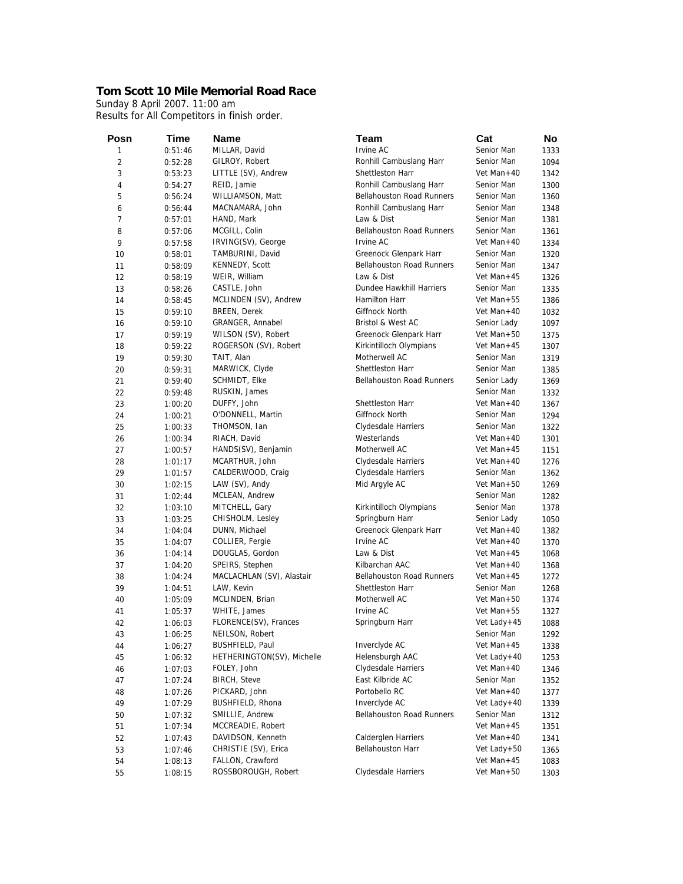**Tom Scott 10 Mile Memorial Road Race**

Sunday 8 April 2007. 11:00 am
Results for All Competitors in finish order.

| Posn | Time | Name | Team | Cat | No |
|---|---|---|---|---|---|
| 1 | 0:51:46 | MILLAR, David | Irvine AC | Senior Man | 1333 |
| 2 | 0:52:28 | GILROY, Robert | Ronhill Cambuslang Harr | Senior Man | 1094 |
| 3 | 0:53:23 | LITTLE (SV), Andrew | Shettleston Harr | Vet Man+40 | 1342 |
| 4 | 0:54:27 | REID, Jamie | Ronhill Cambuslang Harr | Senior Man | 1300 |
| 5 | 0:56:24 | WILLIAMSON, Matt | Bellahouston Road Runners | Senior Man | 1360 |
| 6 | 0:56:44 | MACNAMARA, John | Ronhill Cambuslang Harr | Senior Man | 1348 |
| 7 | 0:57:01 | HAND, Mark | Law & Dist | Senior Man | 1381 |
| 8 | 0:57:06 | MCGILL, Colin | Bellahouston Road Runners | Senior Man | 1361 |
| 9 | 0:57:58 | IRVING(SV), George | Irvine AC | Vet Man+40 | 1334 |
| 10 | 0:58:01 | TAMBURINI, David | Greenock Glenpark Harr | Senior Man | 1320 |
| 11 | 0:58:09 | KENNEDY, Scott | Bellahouston Road Runners | Senior Man | 1347 |
| 12 | 0:58:19 | WEIR, William | Law & Dist | Vet Man+45 | 1326 |
| 13 | 0:58:26 | CASTLE, John | Dundee Hawkhill Harriers | Senior Man | 1335 |
| 14 | 0:58:45 | MCLINDEN (SV), Andrew | Hamilton Harr | Vet Man+55 | 1386 |
| 15 | 0:59:10 | BREEN, Derek | Giffnock North | Vet Man+40 | 1032 |
| 16 | 0:59:10 | GRANGER, Annabel | Bristol & West AC | Senior Lady | 1097 |
| 17 | 0:59:19 | WILSON (SV), Robert | Greenock Glenpark Harr | Vet Man+50 | 1375 |
| 18 | 0:59:22 | ROGERSON (SV), Robert | Kirkintilloch Olympians | Vet Man+45 | 1307 |
| 19 | 0:59:30 | TAIT, Alan | Motherwell AC | Senior Man | 1319 |
| 20 | 0:59:31 | MARWICK, Clyde | Shettleston Harr | Senior Man | 1385 |
| 21 | 0:59:40 | SCHMIDT, Elke | Bellahouston Road Runners | Senior Lady | 1369 |
| 22 | 0:59:48 | RUSKIN, James | | Senior Man | 1332 |
| 23 | 1:00:20 | DUFFY, John | Shettleston Harr | Vet Man+40 | 1367 |
| 24 | 1:00:21 | O'DONNELL, Martin | Giffnock North | Senior Man | 1294 |
| 25 | 1:00:33 | THOMSON, Ian | Clydesdale Harriers | Senior Man | 1322 |
| 26 | 1:00:34 | RIACH, David | Westerlands | Vet Man+40 | 1301 |
| 27 | 1:00:57 | HANDS(SV), Benjamin | Motherwell AC | Vet Man+45 | 1151 |
| 28 | 1:01:17 | MCARTHUR, John | Clydesdale Harriers | Vet Man+40 | 1276 |
| 29 | 1:01:57 | CALDERWOOD, Craig | Clydesdale Harriers | Senior Man | 1362 |
| 30 | 1:02:15 | LAW (SV), Andy | Mid Argyle AC | Vet Man+50 | 1269 |
| 31 | 1:02:44 | MCLEAN, Andrew | | Senior Man | 1282 |
| 32 | 1:03:10 | MITCHELL, Gary | Kirkintilloch Olympians | Senior Man | 1378 |
| 33 | 1:03:25 | CHISHOLM, Lesley | Springburn Harr | Senior Lady | 1050 |
| 34 | 1:04:04 | DUNN, Michael | Greenock Glenpark Harr | Vet Man+40 | 1382 |
| 35 | 1:04:07 | COLLIER, Fergie | Irvine AC | Vet Man+40 | 1370 |
| 36 | 1:04:14 | DOUGLAS, Gordon | Law & Dist | Vet Man+45 | 1068 |
| 37 | 1:04:20 | SPEIRS, Stephen | Kilbarchan AAC | Vet Man+40 | 1368 |
| 38 | 1:04:24 | MACLACHLAN (SV), Alastair | Bellahouston Road Runners | Vet Man+45 | 1272 |
| 39 | 1:04:51 | LAW, Kevin | Shettleston Harr | Senior Man | 1268 |
| 40 | 1:05:09 | MCLINDEN, Brian | Motherwell AC | Vet Man+50 | 1374 |
| 41 | 1:05:37 | WHITE, James | Irvine AC | Vet Man+55 | 1327 |
| 42 | 1:06:03 | FLORENCE(SV), Frances | Springburn Harr | Vet Lady+45 | 1088 |
| 43 | 1:06:25 | NEILSON, Robert | | Senior Man | 1292 |
| 44 | 1:06:27 | BUSHFIELD, Paul | Inverclyde AC | Vet Man+45 | 1338 |
| 45 | 1:06:32 | HETHERINGTON(SV), Michelle | Helensburgh AAC | Vet Lady+40 | 1253 |
| 46 | 1:07:03 | FOLEY, John | Clydesdale Harriers | Vet Man+40 | 1346 |
| 47 | 1:07:24 | BIRCH, Steve | East Kilbride AC | Senior Man | 1352 |
| 48 | 1:07:26 | PICKARD, John | Portobello RC | Vet Man+40 | 1377 |
| 49 | 1:07:29 | BUSHFIELD, Rhona | Inverclyde AC | Vet Lady+40 | 1339 |
| 50 | 1:07:32 | SMILLIE, Andrew | Bellahouston Road Runners | Senior Man | 1312 |
| 51 | 1:07:34 | MCCREADIE, Robert | | Vet Man+45 | 1351 |
| 52 | 1:07:43 | DAVIDSON, Kenneth | Caldergien Harriers | Vet Man+40 | 1341 |
| 53 | 1:07:46 | CHRISTIE (SV), Erica | Bellahouston Harr | Vet Lady+50 | 1365 |
| 54 | 1:08:13 | FALLON, Crawford | | Vet Man+45 | 1083 |
| 55 | 1:08:15 | ROSSBOROUGH, Robert | Clydesdale Harriers | Vet Man+50 | 1303 |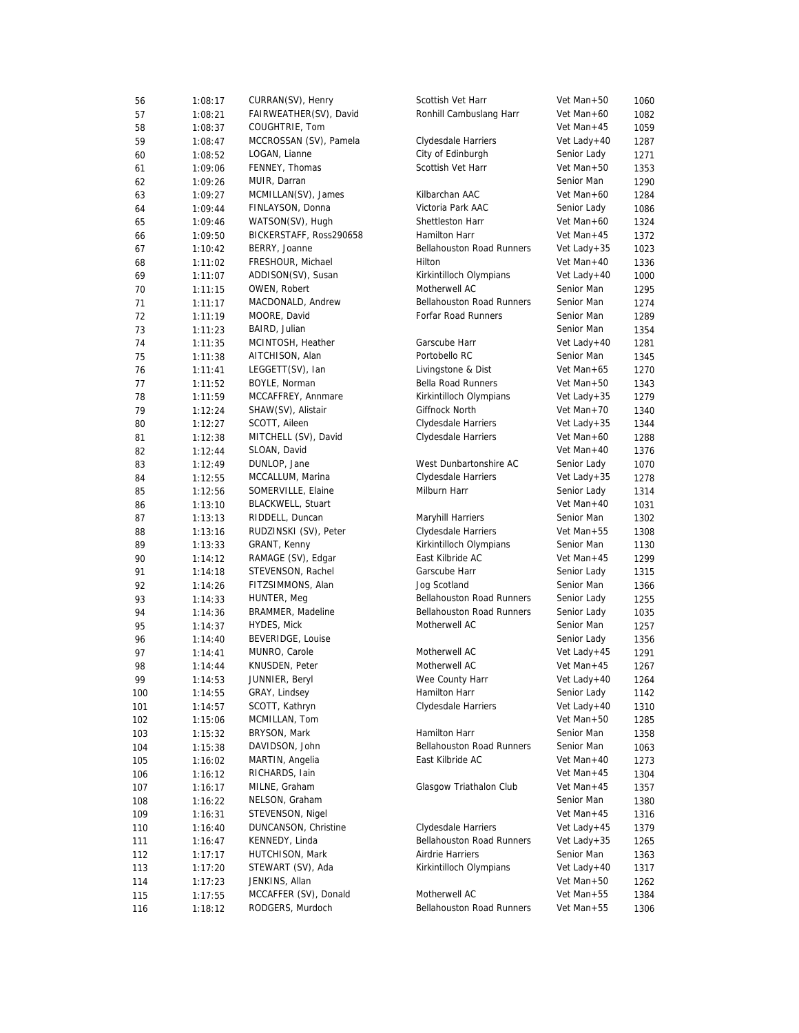| 56 | 1:08:17 | CURRAN(SV), Henry | Scottish Vet Harr | Vet Man+50 | 1060 |
|---|---|---|---|---|---|
| 57 | 1:08:21 | FAIRWEATHER(SV), David | Ronhill Cambuslang Harr | Vet Man+60 | 1082 |
| 58 | 1:08:37 | COUGHTRIE, Tom | | Vet Man+45 | 1059 |
| 59 | 1:08:47 | MCCROSSAN (SV), Pamela | Clydesdale Harriers | Vet Lady+40 | 1287 |
| 60 | 1:08:52 | LOGAN, Lianne | City of Edinburgh | Senior Lady | 1271 |
| 61 | 1:09:06 | FENNEY, Thomas | Scottish Vet Harr | Vet Man+50 | 1353 |
| 62 | 1:09:26 | MUIR, Darran | | Senior Man | 1290 |
| 63 | 1:09:27 | MCMILLAN(SV), James | Kilbarchan AAC | Vet Man+60 | 1284 |
| 64 | 1:09:44 | FINLAYSON, Donna | Victoria Park AAC | Senior Lady | 1086 |
| 65 | 1:09:46 | WATSON(SV), Hugh | Shettleston Harr | Vet Man+60 | 1324 |
| 66 | 1:09:50 | BICKERSTAFF, Ross290658 | Hamilton Harr | Vet Man+45 | 1372 |
| 67 | 1:10:42 | BERRY, Joanne | Bellahouston Road Runners | Vet Lady+35 | 1023 |
| 68 | 1:11:02 | FRESHOUR, Michael | Hilton | Vet Man+40 | 1336 |
| 69 | 1:11:07 | ADDISON(SV), Susan | Kirkintilloch Olympians | Vet Lady+40 | 1000 |
| 70 | 1:11:15 | OWEN, Robert | Motherwell AC | Senior Man | 1295 |
| 71 | 1:11:17 | MACDONALD, Andrew | Bellahouston Road Runners | Senior Man | 1274 |
| 72 | 1:11:19 | MOORE, David | Forfar Road Runners | Senior Man | 1289 |
| 73 | 1:11:23 | BAIRD, Julian | | Senior Man | 1354 |
| 74 | 1:11:35 | MCINTOSH, Heather | Garscube Harr | Vet Lady+40 | 1281 |
| 75 | 1:11:38 | AITCHISON, Alan | Portobello RC | Senior Man | 1345 |
| 76 | 1:11:41 | LEGGETT(SV), Ian | Livingstone & Dist | Vet Man+65 | 1270 |
| 77 | 1:11:52 | BOYLE, Norman | Bella Road Runners | Vet Man+50 | 1343 |
| 78 | 1:11:59 | MCCAFFREY, Annmare | Kirkintilloch Olympians | Vet Lady+35 | 1279 |
| 79 | 1:12:24 | SHAW(SV), Alistair | Giffnock North | Vet Man+70 | 1340 |
| 80 | 1:12:27 | SCOTT, Aileen | Clydesdale Harriers | Vet Lady+35 | 1344 |
| 81 | 1:12:38 | MITCHELL (SV), David | Clydesdale Harriers | Vet Man+60 | 1288 |
| 82 | 1:12:44 | SLOAN, David | | Vet Man+40 | 1376 |
| 83 | 1:12:49 | DUNLOP, Jane | West Dunbartonshire AC | Senior Lady | 1070 |
| 84 | 1:12:55 | MCCALLUM, Marina | Clydesdale Harriers | Vet Lady+35 | 1278 |
| 85 | 1:12:56 | SOMERVILLE, Elaine | Milburn Harr | Senior Lady | 1314 |
| 86 | 1:13:10 | BLACKWELL, Stuart | | Vet Man+40 | 1031 |
| 87 | 1:13:13 | RIDDELL, Duncan | Maryhill Harriers | Senior Man | 1302 |
| 88 | 1:13:16 | RUDZINSKI (SV), Peter | Clydesdale Harriers | Vet Man+55 | 1308 |
| 89 | 1:13:33 | GRANT, Kenny | Kirkintilloch Olympians | Senior Man | 1130 |
| 90 | 1:14:12 | RAMAGE (SV), Edgar | East Kilbride AC | Vet Man+45 | 1299 |
| 91 | 1:14:18 | STEVENSON, Rachel | Garscube Harr | Senior Lady | 1315 |
| 92 | 1:14:26 | FITZSIMMONS, Alan | Jog Scotland | Senior Man | 1366 |
| 93 | 1:14:33 | HUNTER, Meg | Bellahouston Road Runners | Senior Lady | 1255 |
| 94 | 1:14:36 | BRAMMER, Madeline | Bellahouston Road Runners | Senior Lady | 1035 |
| 95 | 1:14:37 | HYDES, Mick | Motherwell AC | Senior Man | 1257 |
| 96 | 1:14:40 | BEVERIDGE, Louise | | Senior Lady | 1356 |
| 97 | 1:14:41 | MUNRO, Carole | Motherwell AC | Vet Lady+45 | 1291 |
| 98 | 1:14:44 | KNUSDEN, Peter | Motherwell AC | Vet Man+45 | 1267 |
| 99 | 1:14:53 | JUNNIER, Beryl | Wee County Harr | Vet Lady+40 | 1264 |
| 100 | 1:14:55 | GRAY, Lindsey | Hamilton Harr | Senior Lady | 1142 |
| 101 | 1:14:57 | SCOTT, Kathryn | Clydesdale Harriers | Vet Lady+40 | 1310 |
| 102 | 1:15:06 | MCMILLAN, Tom | | Vet Man+50 | 1285 |
| 103 | 1:15:32 | BRYSON, Mark | Hamilton Harr | Senior Man | 1358 |
| 104 | 1:15:38 | DAVIDSON, John | Bellahouston Road Runners | Senior Man | 1063 |
| 105 | 1:16:02 | MARTIN, Angelia | East Kilbride AC | Vet Man+40 | 1273 |
| 106 | 1:16:12 | RICHARDS, Iain | | Vet Man+45 | 1304 |
| 107 | 1:16:17 | MILNE, Graham | Glasgow Triathalon Club | Vet Man+45 | 1357 |
| 108 | 1:16:22 | NELSON, Graham | | Senior Man | 1380 |
| 109 | 1:16:31 | STEVENSON, Nigel | | Vet Man+45 | 1316 |
| 110 | 1:16:40 | DUNCANSON, Christine | Clydesdale Harriers | Vet Lady+45 | 1379 |
| 111 | 1:16:47 | KENNEDY, Linda | Bellahouston Road Runners | Vet Lady+35 | 1265 |
| 112 | 1:17:17 | HUTCHISON, Mark | Airdrie Harriers | Senior Man | 1363 |
| 113 | 1:17:20 | STEWART (SV), Ada | Kirkintilloch Olympians | Vet Lady+40 | 1317 |
| 114 | 1:17:23 | JENKINS, Allan | | Vet Man+50 | 1262 |
| 115 | 1:17:55 | MCCAFFER (SV), Donald | Motherwell AC | Vet Man+55 | 1384 |
| 116 | 1:18:12 | RODGERS, Murdoch | Bellahouston Road Runners | Vet Man+55 | 1306 |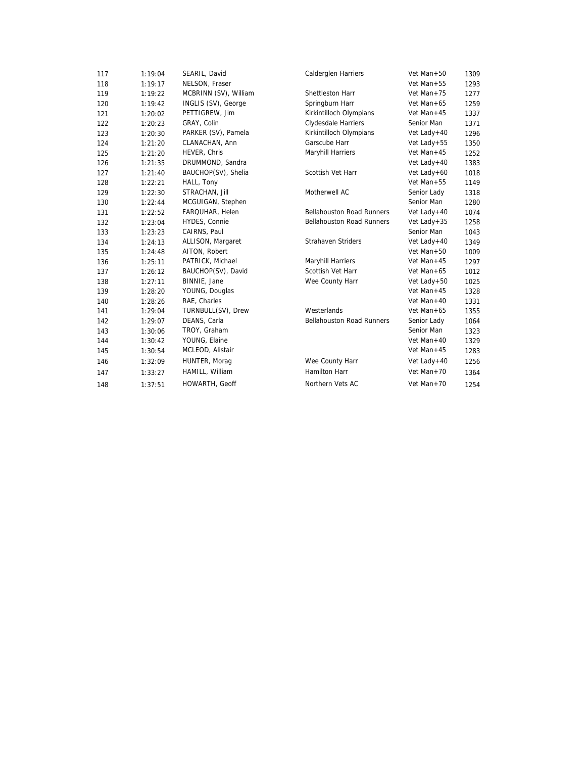| | | | | | |
|---|---|---|---|---|---|
| 117 | 1:19:04 | SEARIL, David | Calderglen Harriers | Vet Man+50 | 1309 |
| 118 | 1:19:17 | NELSON, Fraser | | Vet Man+55 | 1293 |
| 119 | 1:19:22 | MCBRINN (SV), William | Shettleston Harr | Vet Man+75 | 1277 |
| 120 | 1:19:42 | INGLIS (SV), George | Springburn Harr | Vet Man+65 | 1259 |
| 121 | 1:20:02 | PETTIGREW, Jim | Kirkintilloch Olympians | Vet Man+45 | 1337 |
| 122 | 1:20:23 | GRAY, Colin | Clydesdale Harriers | Senior Man | 1371 |
| 123 | 1:20:30 | PARKER (SV), Pamela | Kirkintilloch Olympians | Vet Lady+40 | 1296 |
| 124 | 1:21:20 | CLANACHAN, Ann | Garscube Harr | Vet Lady+55 | 1350 |
| 125 | 1:21:20 | HEVER, Chris | Maryhill Harriers | Vet Man+45 | 1252 |
| 126 | 1:21:35 | DRUMMOND, Sandra | | Vet Lady+40 | 1383 |
| 127 | 1:21:40 | BAUCHOP(SV), Shelia | Scottish Vet Harr | Vet Lady+60 | 1018 |
| 128 | 1:22:21 | HALL, Tony | | Vet Man+55 | 1149 |
| 129 | 1:22:30 | STRACHAN, Jill | Motherwell AC | Senior Lady | 1318 |
| 130 | 1:22:44 | MCGUIGAN, Stephen | | Senior Man | 1280 |
| 131 | 1:22:52 | FARQUHAR, Helen | Bellahouston Road Runners | Vet Lady+40 | 1074 |
| 132 | 1:23:04 | HYDES, Connie | Bellahouston Road Runners | Vet Lady+35 | 1258 |
| 133 | 1:23:23 | CAIRNS, Paul | | Senior Man | 1043 |
| 134 | 1:24:13 | ALLISON, Margaret | Strahaven Striders | Vet Lady+40 | 1349 |
| 135 | 1:24:48 | AITON, Robert | | Vet Man+50 | 1009 |
| 136 | 1:25:11 | PATRICK, Michael | Maryhill Harriers | Vet Man+45 | 1297 |
| 137 | 1:26:12 | BAUCHOP(SV), David | Scottish Vet Harr | Vet Man+65 | 1012 |
| 138 | 1:27:11 | BINNIE, Jane | Wee County Harr | Vet Lady+50 | 1025 |
| 139 | 1:28:20 | YOUNG, Douglas | | Vet Man+45 | 1328 |
| 140 | 1:28:26 | RAE, Charles | | Vet Man+40 | 1331 |
| 141 | 1:29:04 | TURNBULL(SV), Drew | Westerlands | Vet Man+65 | 1355 |
| 142 | 1:29:07 | DEANS, Carla | Bellahouston Road Runners | Senior Lady | 1064 |
| 143 | 1:30:06 | TROY, Graham | | Senior Man | 1323 |
| 144 | 1:30:42 | YOUNG, Elaine | | Vet Man+40 | 1329 |
| 145 | 1:30:54 | MCLEOD, Alistair | | Vet Man+45 | 1283 |
| 146 | 1:32:09 | HUNTER, Morag | Wee County Harr | Vet Lady+40 | 1256 |
| 147 | 1:33:27 | HAMILL, William | Hamilton Harr | Vet Man+70 | 1364 |
| 148 | 1:37:51 | HOWARTH, Geoff | Northern Vets AC | Vet Man+70 | 1254 |